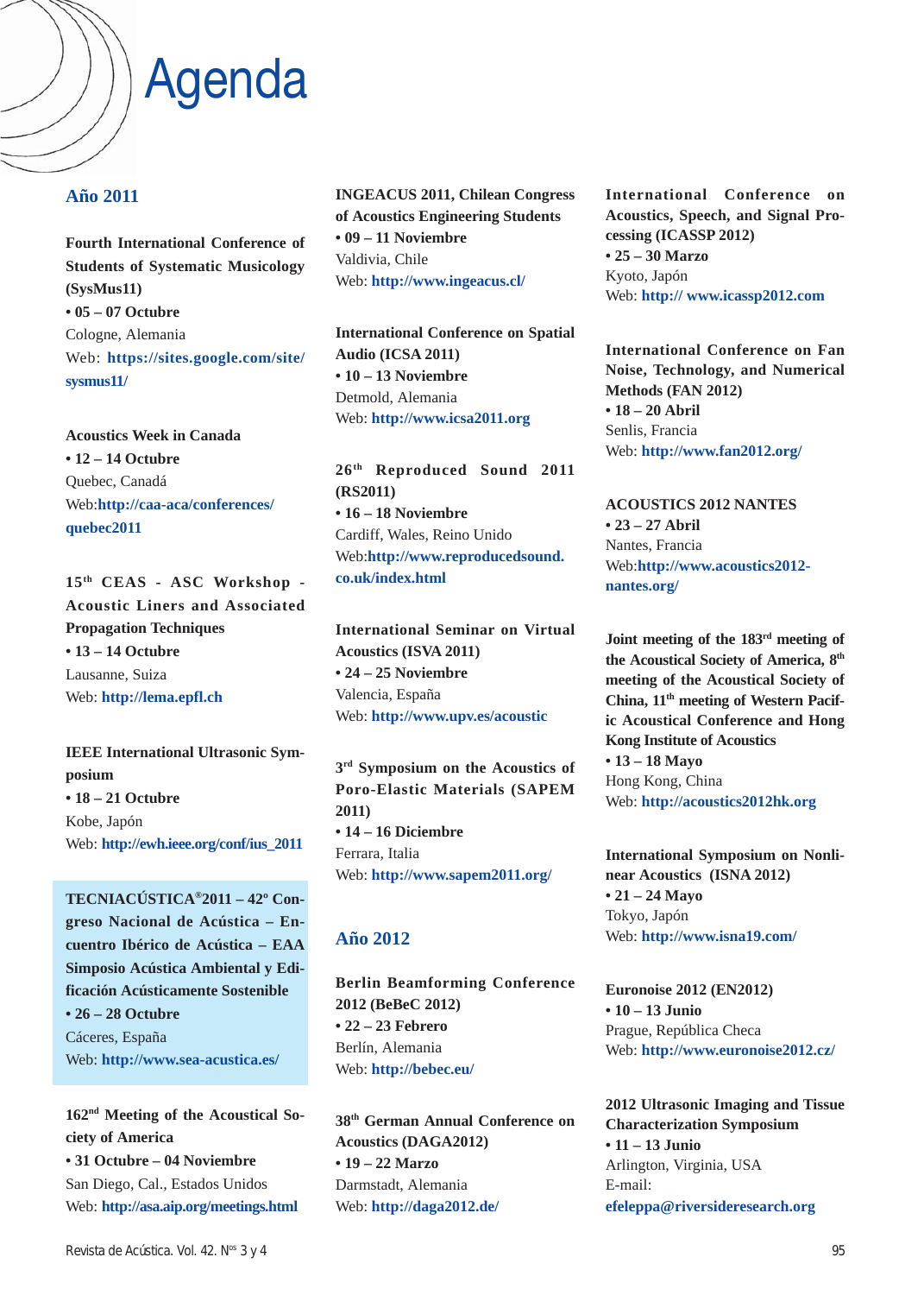# Agenda

## Año 2011

**Fourth International Conference of Students of Systematic Musicology (SysMus11)**
**• 05 – 07 Octubre**
Cologne, Alemania
Web: **https://sites.google.com/site/sysmus11/**

**Acoustics Week in Canada**
**• 12 – 14 Octubre**
Quebec, Canadá
Web:**http://caa-aca/conferences/quebec2011**

**15th CEAS - ASC Workshop - Acoustic Liners and Associated Propagation Techniques**
**• 13 – 14 Octubre**
Lausanne, Suiza
Web: **http://lema.epfl.ch**

**IEEE International Ultrasonic Symposium**
**• 18 – 21 Octubre**
Kobe, Japón
Web: **http://ewh.ieee.org/conf/ius_2011**

**TECNIACÚSTICA®2011 – 42º Congreso Nacional de Acústica – Encuentro Ibérico de Acústica – EAA Simposio Acústica Ambiental y Edificación Acústicamente Sostenible**
**• 26 – 28 Octubre**
Cáceres, España
Web: **http://www.sea-acustica.es/**

**162nd Meeting of the Acoustical Society of America**
**• 31 Octubre – 04 Noviembre**
San Diego, Cal., Estados Unidos
Web: **http://asa.aip.org/meetings.html**

**INGEACUS 2011, Chilean Congress of Acoustics Engineering Students**
**• 09 – 11 Noviembre**
Valdivia, Chile
Web: **http://www.ingeacus.cl/**

**International Conference on Spatial Audio (ICSA 2011)**
**• 10 – 13 Noviembre**
Detmold, Alemania
Web: **http://www.icsa2011.org**

**26th Reproduced Sound 2011 (RS2011)**
**• 16 – 18 Noviembre**
Cardiff, Wales, Reino Unido
Web:**http://www.reproducedsound.co.uk/index.html**

**International Seminar on Virtual Acoustics (ISVA 2011)**
**• 24 – 25 Noviembre**
Valencia, España
Web: **http://www.upv.es/acoustic**

**3rd Symposium on the Acoustics of Poro-Elastic Materials (SAPEM 2011)**
**• 14 – 16 Diciembre**
Ferrara, Italia
Web: **http://www.sapem2011.org/**

## Año 2012

**Berlin Beamforming Conference 2012 (BeBeC 2012)**
**• 22 – 23 Febrero**
Berlín, Alemania
Web: **http://bebec.eu/**

**38th German Annual Conference on Acoustics (DAGA2012)**
**• 19 – 22 Marzo**
Darmstadt, Alemania
Web: **http://daga2012.de/**

**International Conference on Acoustics, Speech, and Signal Processing (ICASSP 2012)**
**• 25 – 30 Marzo**
Kyoto, Japón
Web: **http:// www.icassp2012.com**

**International Conference on Fan Noise, Technology, and Numerical Methods (FAN 2012)**
**• 18 – 20 Abril**
Senlis, Francia
Web: **http://www.fan2012.org/**

**ACOUSTICS 2012 NANTES**
**• 23 – 27 Abril**
Nantes, Francia
Web:**http://www.acoustics2012-nantes.org/**

**Joint meeting of the 183rd meeting of the Acoustical Society of America, 8th meeting of the Acoustical Society of China, 11th meeting of Western Pacific Acoustical Conference and Hong Kong Institute of Acoustics**
**• 13 – 18 Mayo**
Hong Kong, China
Web: **http://acoustics2012hk.org**

**International Symposium on Nonlinear Acoustics (ISNA 2012)**
**• 21 – 24 Mayo**
Tokyo, Japón
Web: **http://www.isna19.com/**

**Euronoise 2012 (EN2012)**
**• 10 – 13 Junio**
Prague, República Checa
Web: **http://www.euronoise2012.cz/**

**2012 Ultrasonic Imaging and Tissue Characterization Symposium**
**• 11 – 13 Junio**
Arlington, Virginia, USA
E-mail:
**efeleppa@riversideresearch.org**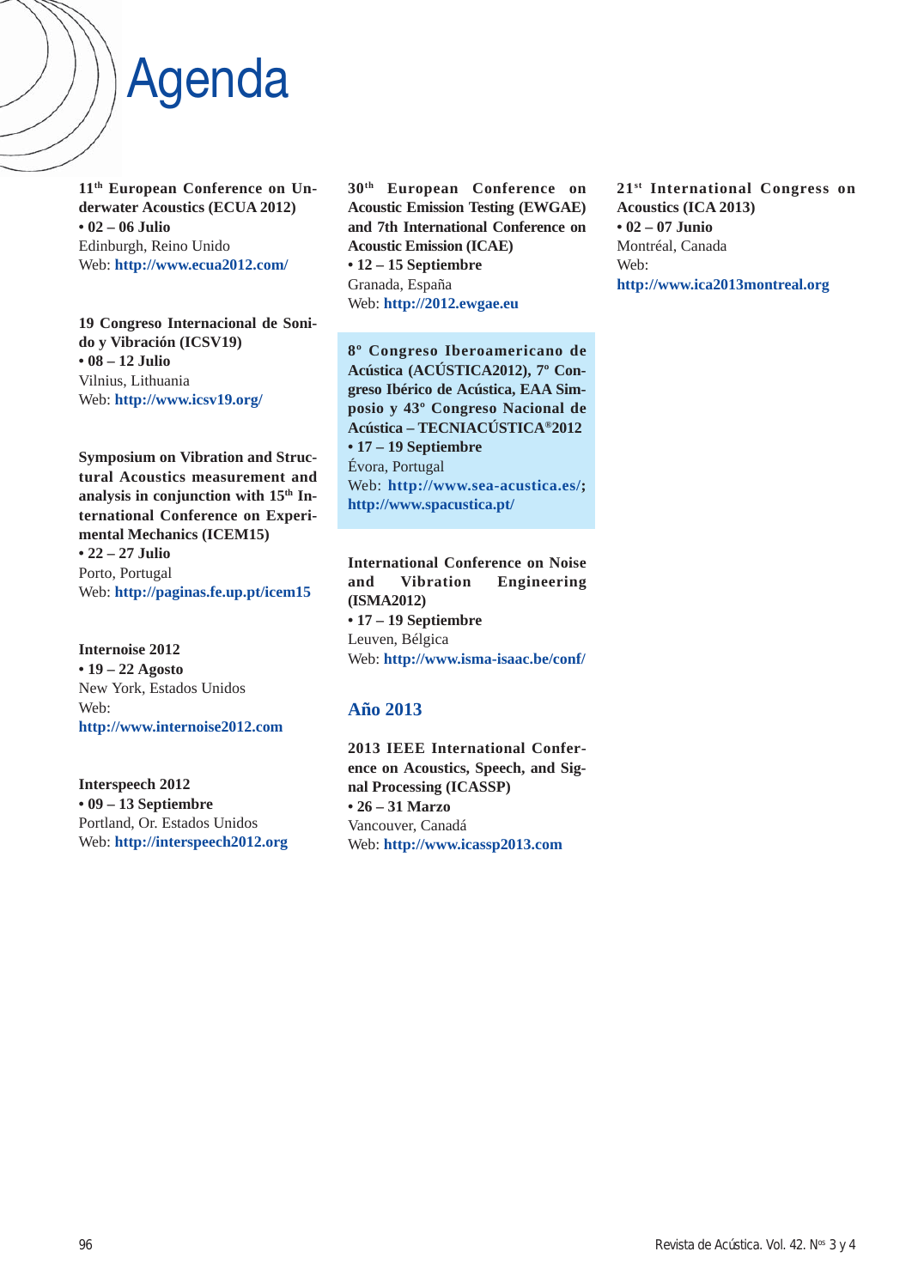# Agenda

**11th European Conference on Underwater Acoustics (ECUA 2012)**
**• 02 – 06 Julio**
Edinburgh, Reino Unido
Web: **http://www.ecua2012.com/**

**19 Congreso Internacional de Sonido y Vibración (ICSV19)**
**• 08 – 12 Julio**
Vilnius, Lithuania
Web: **http://www.icsv19.org/**

**Symposium on Vibration and Structural Acoustics measurement and analysis in conjunction with 15th International Conference on Experimental Mechanics (ICEM15)**
**• 22 – 27 Julio**
Porto, Portugal
Web: **http://paginas.fe.up.pt/icem15**

**Internoise 2012**
**• 19 – 22 Agosto**
New York, Estados Unidos
Web:
**http://www.internoise2012.com**

**Interspeech 2012**
**• 09 – 13 Septiembre**
Portland, Or. Estados Unidos
Web: **http://interspeech2012.org**

**30th European Conference on Acoustic Emission Testing (EWGAE) and 7th International Conference on Acoustic Emission (ICAE)**
**• 12 – 15 Septiembre**
Granada, España
Web: **http://2012.ewgae.eu**

**8º Congreso Iberoamericano de Acústica (ACÚSTICA2012), 7º Congreso Ibérico de Acústica, EAA Simposio y 43º Congreso Nacional de Acústica – TECNIACÚSTICA®2012**
**• 17 – 19 Septiembre**
Évora, Portugal
Web: **http://www.sea-acustica.es/; http://www.spacustica.pt/**

**International Conference on Noise and Vibration Engineering (ISMA2012)**
**• 17 – 19 Septiembre**
Leuven, Bélgica
Web: **http://www.isma-isaac.be/conf/**

## Año 2013

**2013 IEEE International Conference on Acoustics, Speech, and Signal Processing (ICASSP)**
**• 26 – 31 Marzo**
Vancouver, Canadá
Web: **http://www.icassp2013.com**

**21st International Congress on Acoustics (ICA 2013)**
**• 02 – 07 Junio**
Montréal, Canada
Web:
**http://www.ica2013montreal.org**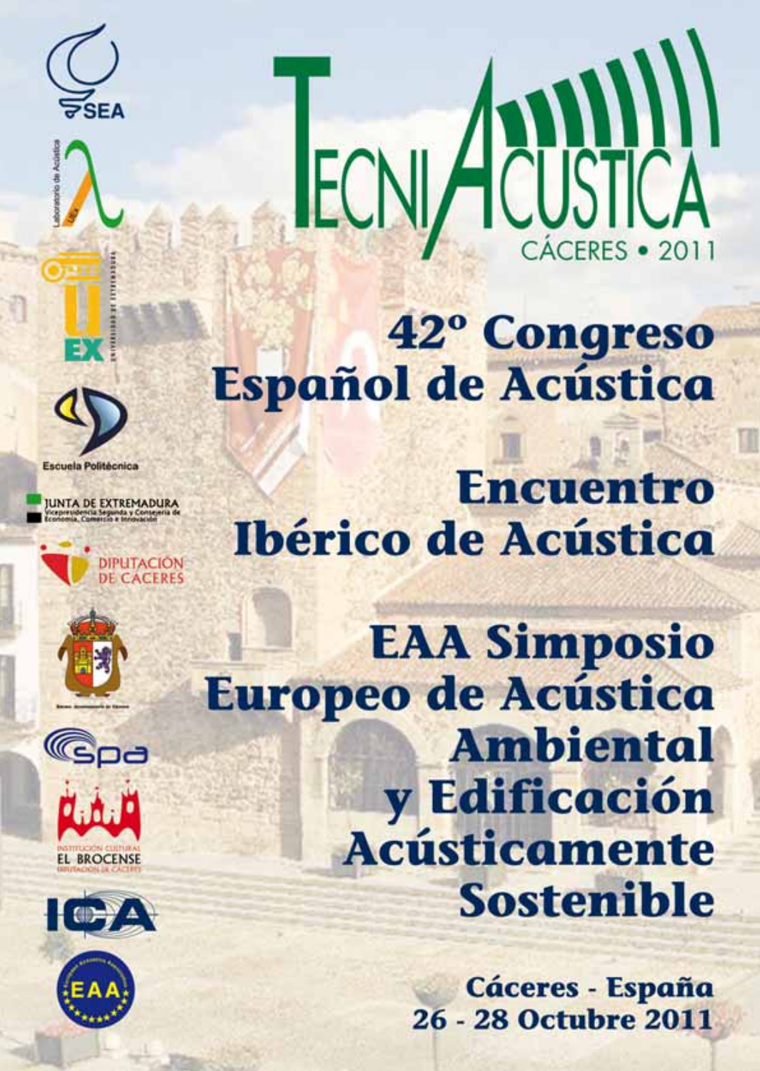# TECNIACÚSTICA

CÁCERES • 2011

## 42º Congreso Español de Acústica

## Encuentro Ibérico de Acústica

## EAA Simposio Europeo de Acústica Ambiental y Edificación Acústicamente Sostenible

**Cáceres - España**
**26 - 28 Octubre 2011**